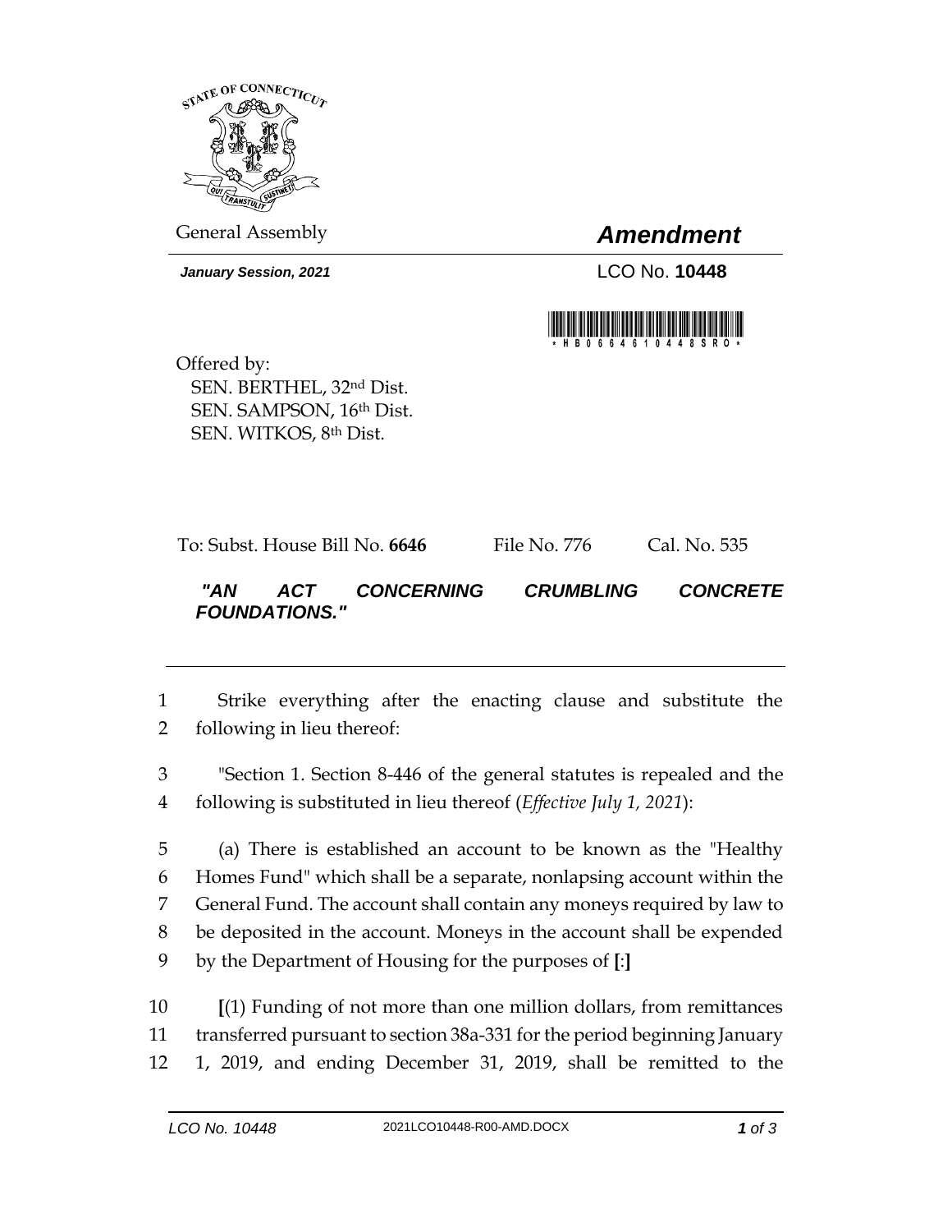General Assembly

# *Amendment*

***January Session, 2021***

LCO No. **10448**

\* H B 0 6 6 4 6 1 0 4 4 8 S R O \*

Offered by:
SEN. BERTHEL, 32nd Dist.
SEN. SAMPSON, 16th Dist.
SEN. WITKOS, 8th Dist.

To: Subst. House Bill No. **6646** File No. 776 Cal. No. 535

***"AN ACT CONCERNING CRUMBLING CONCRETE FOUNDATIONS."***

---

1 Strike everything after the enacting clause and substitute the
2 following in lieu thereof:

3 "Section 1. Section 8-446 of the general statutes is repealed and the
4 following is substituted in lieu thereof (*Effective July 1, 2021*):

5 (a) There is established an account to be known as the "Healthy
6 Homes Fund" which shall be a separate, nonlapsing account within the
7 General Fund. The account shall contain any moneys required by law to
8 be deposited in the account. Moneys in the account shall be expended
9 by the Department of Housing for the purposes of **[**:**]**

10 **[**(1) Funding of not more than one million dollars, from remittances
11 transferred pursuant to section 38a-331 for the period beginning January
12 1, 2019, and ending December 31, 2019, shall be remitted to the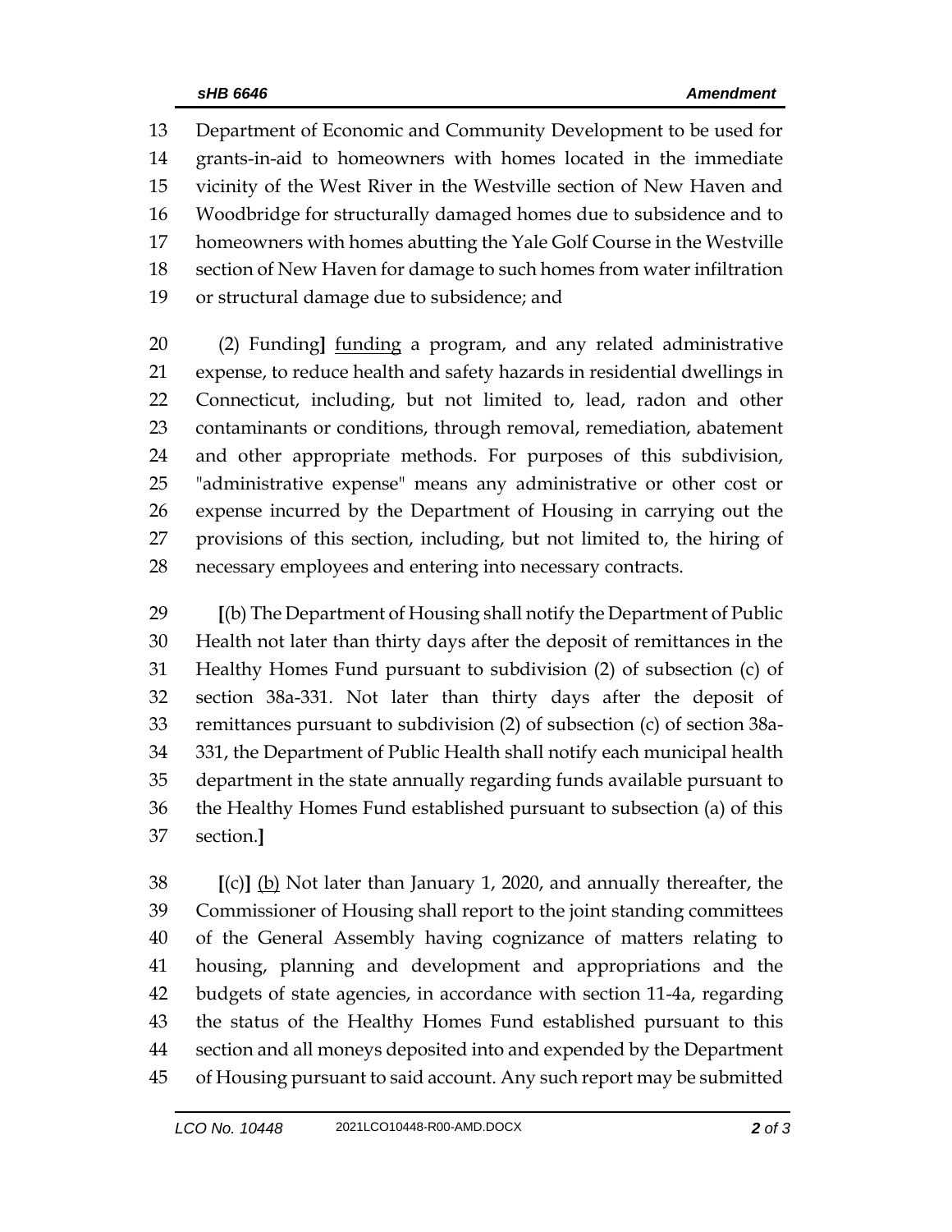13 Department of Economic and Community Development to be used for
14 grants-in-aid to homeowners with homes located in the immediate
15 vicinity of the West River in the Westville section of New Haven and
16 Woodbridge for structurally damaged homes due to subsidence and to
17 homeowners with homes abutting the Yale Golf Course in the Westville
18 section of New Haven for damage to such homes from water infiltration
19 or structural damage due to subsidence; and

20 (2) Funding] funding a program, and any related administrative
21 expense, to reduce health and safety hazards in residential dwellings in
22 Connecticut, including, but not limited to, lead, radon and other
23 contaminants or conditions, through removal, remediation, abatement
24 and other appropriate methods. For purposes of this subdivision,
25 "administrative expense" means any administrative or other cost or
26 expense incurred by the Department of Housing in carrying out the
27 provisions of this section, including, but not limited to, the hiring of
28 necessary employees and entering into necessary contracts.

29 **[**(b) The Department of Housing shall notify the Department of Public
30 Health not later than thirty days after the deposit of remittances in the
31 Healthy Homes Fund pursuant to subdivision (2) of subsection (c) of
32 section 38a-331. Not later than thirty days after the deposit of
33 remittances pursuant to subdivision (2) of subsection (c) of section 38a-
34 331, the Department of Public Health shall notify each municipal health
35 department in the state annually regarding funds available pursuant to
36 the Healthy Homes Fund established pursuant to subsection (a) of this
37 section.**]**

38 **[**(c)**]** (b) Not later than January 1, 2020, and annually thereafter, the
39 Commissioner of Housing shall report to the joint standing committees
40 of the General Assembly having cognizance of matters relating to
41 housing, planning and development and appropriations and the
42 budgets of state agencies, in accordance with section 11-4a, regarding
43 the status of the Healthy Homes Fund established pursuant to this
44 section and all moneys deposited into and expended by the Department
45 of Housing pursuant to said account. Any such report may be submitted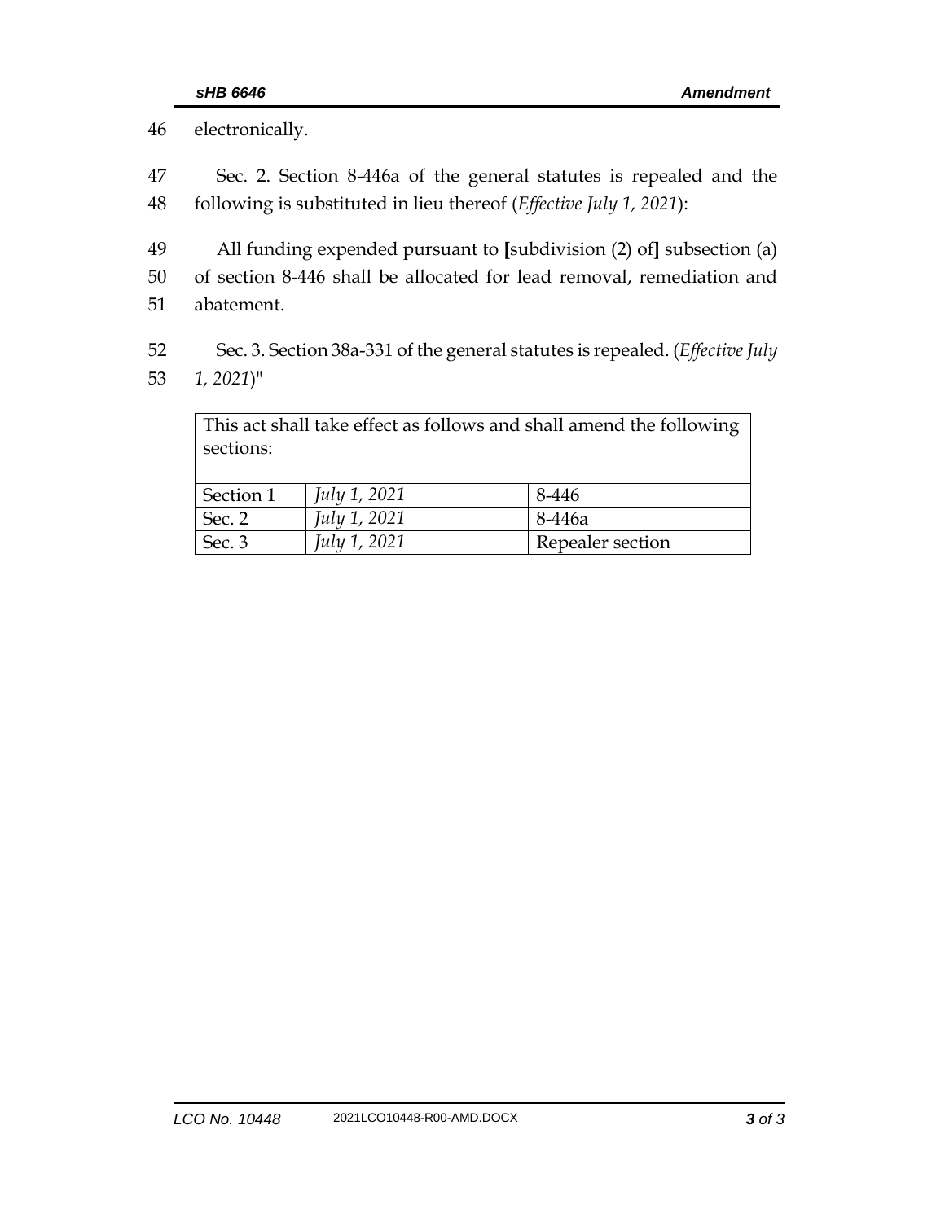46 electronically.

47 Sec. 2. Section 8-446a of the general statutes is repealed and the
48 following is substituted in lieu thereof (*Effective July 1, 2021*):

49 All funding expended pursuant to **[**subdivision (2) of**]** subsection (a)
50 of section 8-446 shall be allocated for lead removal, remediation and
51 abatement.

52 Sec. 3. Section 38a-331 of the general statutes is repealed. (*Effective July*
53 *1, 2021*)"

| This act shall take effect as follows and shall amend the following sections: | | |
|---|---|---|
| Section 1 | *July 1, 2021* | 8-446 |
| Sec. 2 | *July 1, 2021* | 8-446a |
| Sec. 3 | *July 1, 2021* | Repealer section |